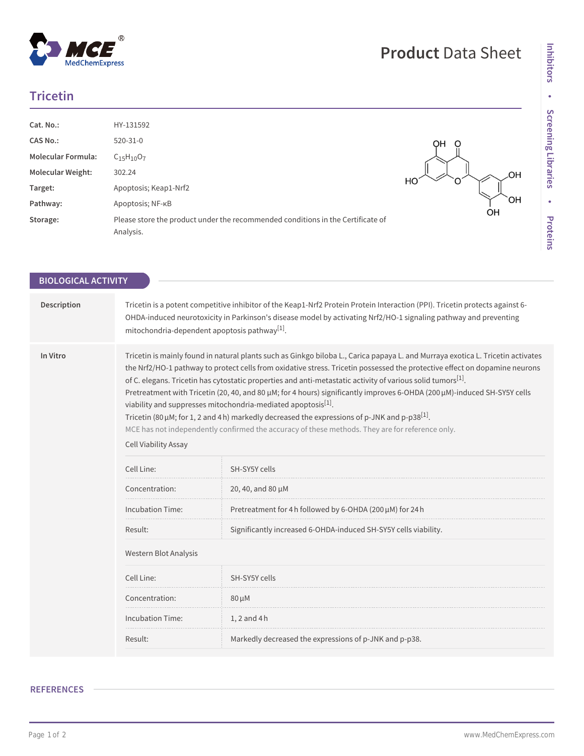# Tricetin

| | |
|---|---|
| **Cat. No.:** | HY-131592 |
| **CAS No.:** | 520-31-0 |
| **Molecular Formula:** | $C_{15}H_{10}O_7$ |
| **Molecular Weight:** | 302.24 |
| **Target:** | Apoptosis; Keap1-Nrf2 |
| **Pathway:** | Apoptosis; NF-κB |
| **Storage:** | Please store the product under the recommended conditions in the Certificate of Analysis. |

## BIOLOGICAL ACTIVITY

**Description**

Tricetin is a potent competitive inhibitor of the Keap1-Nrf2 Protein Protein Interaction (PPI). Tricetin protects against 6-OHDA-induced neurotoxicity in Parkinson's disease model by activating Nrf2/HO-1 signaling pathway and preventing mitochondria-dependent apoptosis pathway[1].

**In Vitro**

Tricetin is mainly found in natural plants such as Ginkgo biloba L., Carica papaya L. and Murraya exotica L. Tricetin activates the Nrf2/HO-1 pathway to protect cells from oxidative stress. Tricetin possessed the protective effect on dopamine neurons of C. elegans. Tricetin has cytostatic properties and anti-metastatic activity of various solid tumors[1].
Pretreatment with Tricetin (20, 40, and 80 μM; for 4 hours) significantly improves 6-OHDA (200 μM)-induced SH-SY5Y cells viability and suppresses mitochondria-mediated apoptosis[1].
Tricetin (80 μM; for 1, 2 and 4 h) markedly decreased the expressions of p-JNK and p-p38[1].
MCE has not independently confirmed the accuracy of these methods. They are for reference only.

Cell Viability Assay

| | |
|---|---|
| Cell Line: | SH-SY5Y cells |
| Concentration: | 20, 40, and 80 μM |
| Incubation Time: | Pretreatment for 4 h followed by 6-OHDA (200 μM) for 24 h |
| Result: | Significantly increased 6-OHDA-induced SH-SY5Y cells viability. |

Western Blot Analysis

| | |
|---|---|
| Cell Line: | SH-SY5Y cells |
| Concentration: | 80 μM |
| Incubation Time: | 1, 2 and 4 h |
| Result: | Markedly decreased the expressions of p-JNK and p-p38. |

## REFERENCES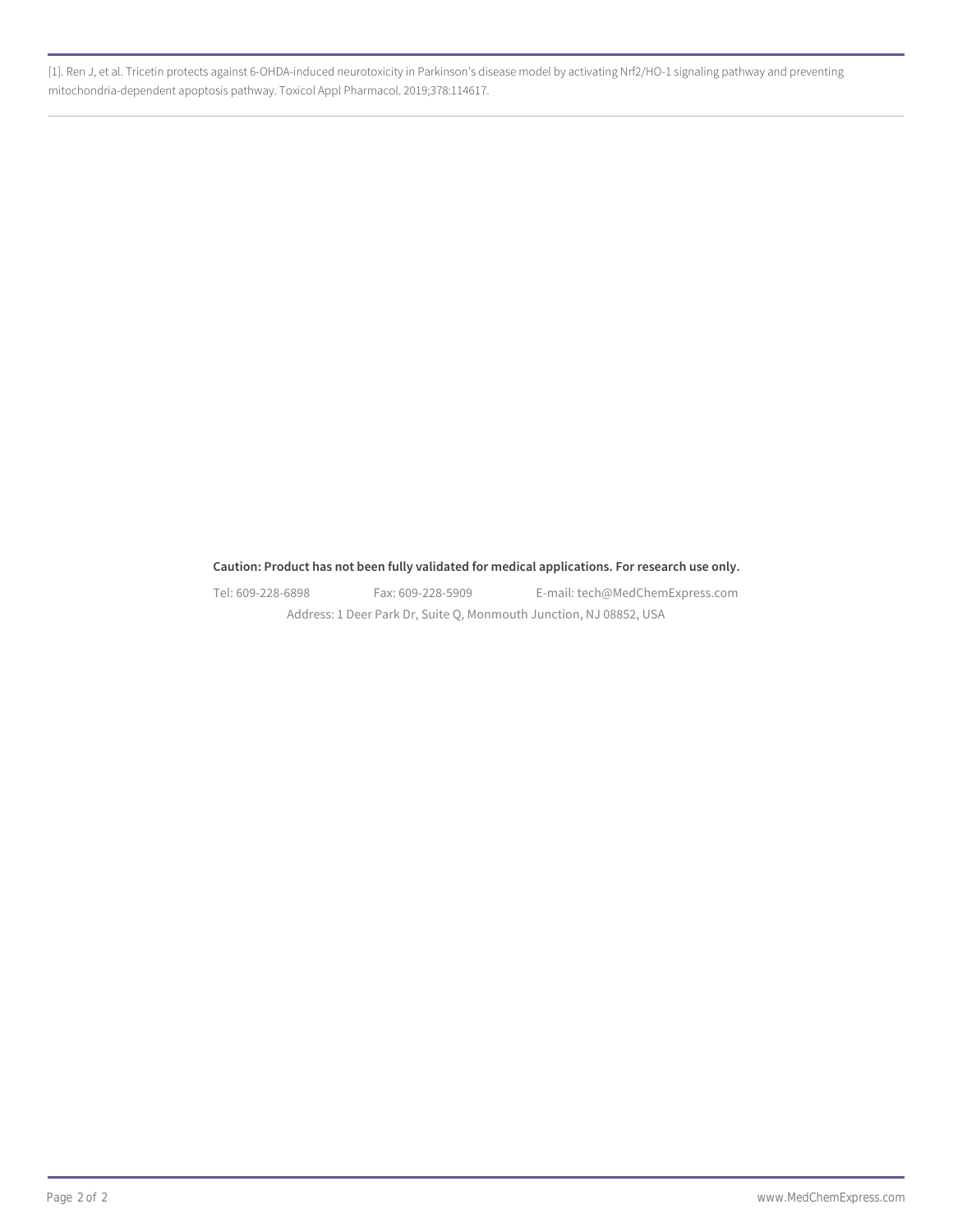[1]. Ren J, et al. Tricetin protects against 6-OHDA-induced neurotoxicity in Parkinson's disease model by activating Nrf2/HO-1 signaling pathway and preventing mitochondria-dependent apoptosis pathway. Toxicol Appl Pharmacol. 2019;378:114617.

**Caution: Product has not been fully validated for medical applications. For research use only.**

Tel: 609-228-6898 Fax: 609-228-5909 E-mail: tech@MedChemExpress.com

Address: 1 Deer Park Dr, Suite Q, Monmouth Junction, NJ 08852, USA